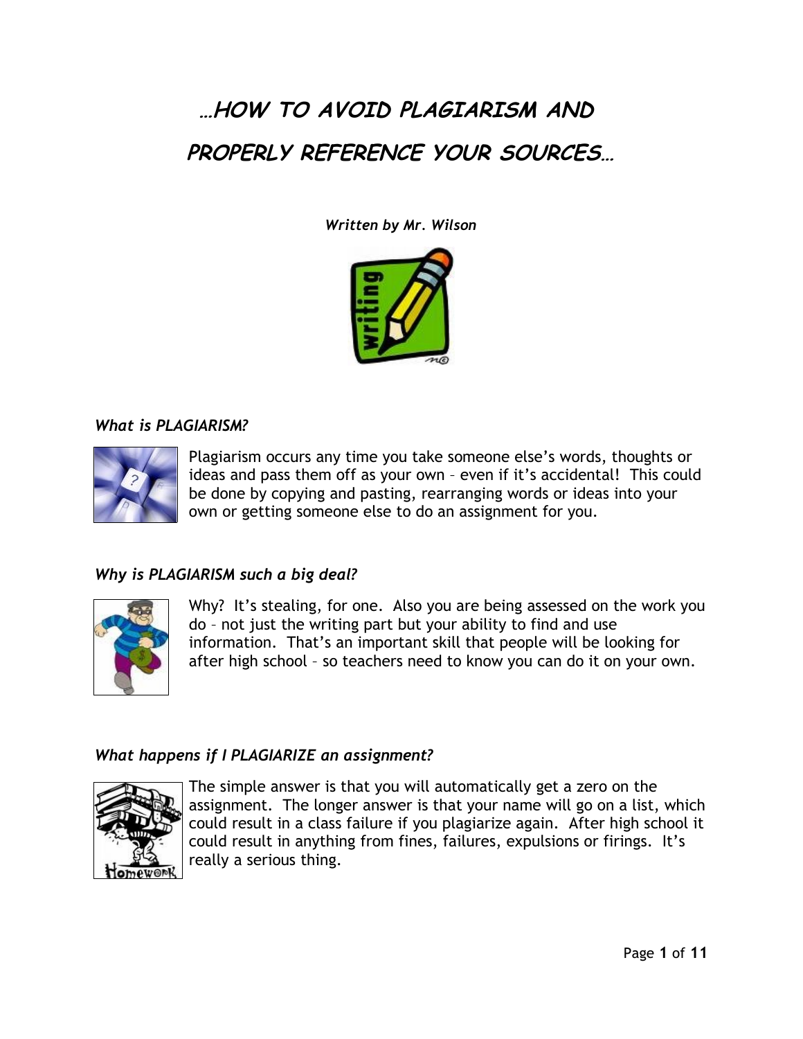# …HOW TO AVOID PLAGIARISM AND PROPERLY REFERENCE YOUR SOURCES…

*Written by Mr. Wilson*

### *What is PLAGIARISM?*

Plagiarism occurs any time you take someone else's words, thoughts or ideas and pass them off as your own – even if it's accidental! This could be done by copying and pasting, rearranging words or ideas into your own or getting someone else to do an assignment for you.

### *Why is PLAGIARISM such a big deal?*

Why? It's stealing, for one. Also you are being assessed on the work you do – not just the writing part but your ability to find and use information. That's an important skill that people will be looking for after high school – so teachers need to know you can do it on your own.

### *What happens if I PLAGIARIZE an assignment?*

The simple answer is that you will automatically get a zero on the assignment. The longer answer is that your name will go on a list, which could result in a class failure if you plagiarize again. After high school it could result in anything from fines, failures, expulsions or firings. It's really a serious thing.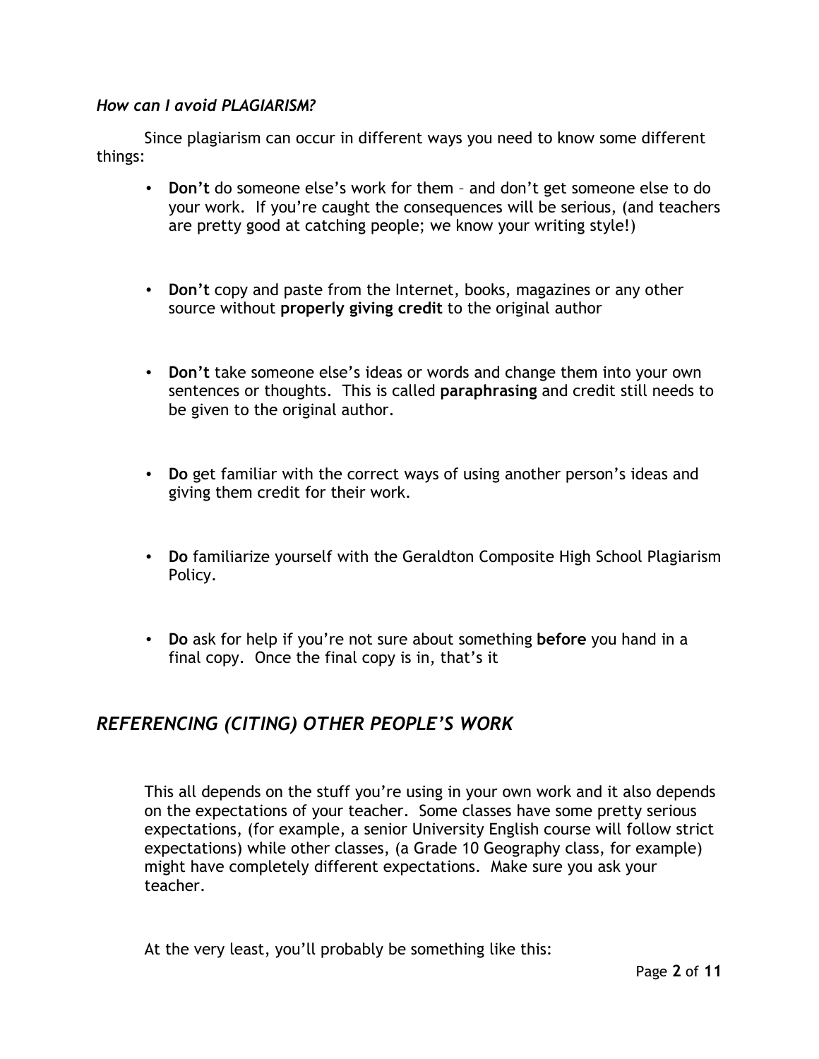*How can I avoid PLAGIARISM?*

Since plagiarism can occur in different ways you need to know some different things:

- **Don't** do someone else's work for them – and don't get someone else to do your work. If you're caught the consequences will be serious, (and teachers are pretty good at catching people; we know your writing style!)
- **Don't** copy and paste from the Internet, books, magazines or any other source without **properly giving credit** to the original author
- **Don't** take someone else's ideas or words and change them into your own sentences or thoughts. This is called **paraphrasing** and credit still needs to be given to the original author.
- **Do** get familiar with the correct ways of using another person's ideas and giving them credit for their work.
- **Do** familiarize yourself with the Geraldton Composite High School Plagiarism Policy.
- **Do** ask for help if you're not sure about something **before** you hand in a final copy. Once the final copy is in, that's it

## *REFERENCING (CITING) OTHER PEOPLE'S WORK*

This all depends on the stuff you're using in your own work and it also depends on the expectations of your teacher. Some classes have some pretty serious expectations, (for example, a senior University English course will follow strict expectations) while other classes, (a Grade 10 Geography class, for example) might have completely different expectations. Make sure you ask your teacher.

At the very least, you'll probably be something like this: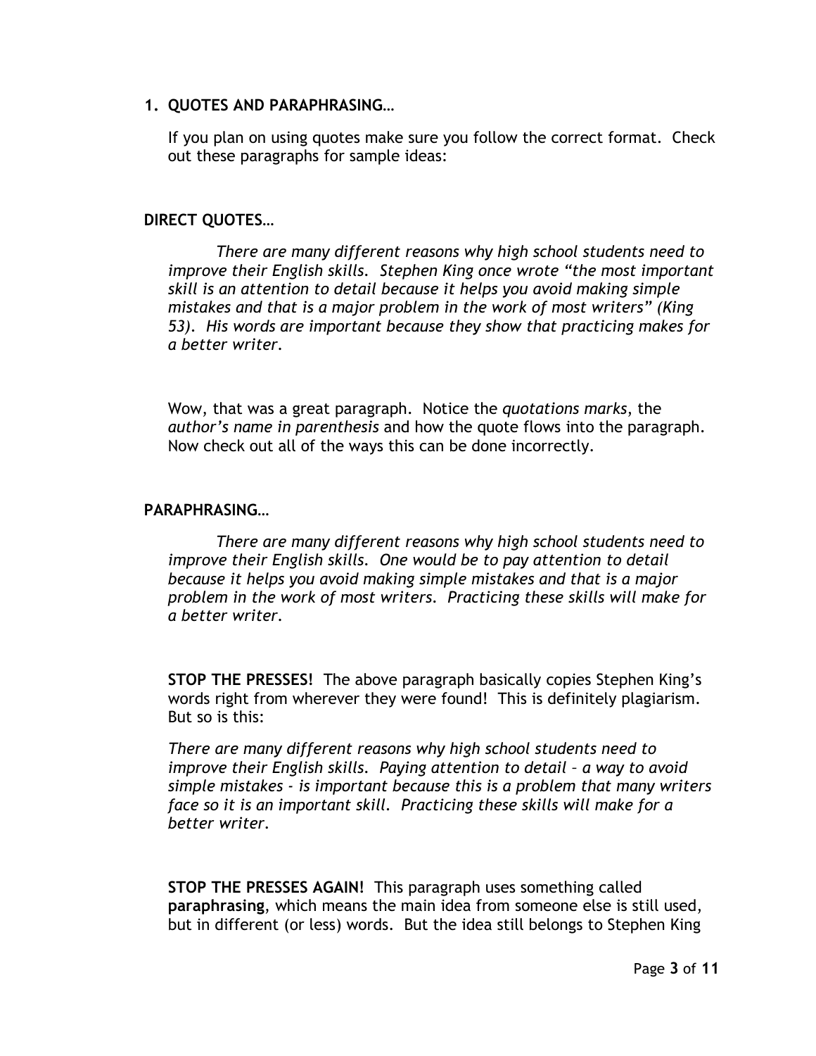## 1. QUOTES AND PARAPHRASING…

If you plan on using quotes make sure you follow the correct format. Check out these paragraphs for sample ideas:

### DIRECT QUOTES…

*There are many different reasons why high school students need to improve their English skills. Stephen King once wrote "the most important skill is an attention to detail because it helps you avoid making simple mistakes and that is a major problem in the work of most writers" (King 53). His words are important because they show that practicing makes for a better writer.*

Wow, that was a great paragraph. Notice the *quotations marks*, the *author's name in parenthesis* and how the quote flows into the paragraph. Now check out all of the ways this can be done incorrectly.

### PARAPHRASING…

*There are many different reasons why high school students need to improve their English skills. One would be to pay attention to detail because it helps you avoid making simple mistakes and that is a major problem in the work of most writers. Practicing these skills will make for a better writer.*

**STOP THE PRESSES!** The above paragraph basically copies Stephen King's words right from wherever they were found! This is definitely plagiarism. But so is this:

*There are many different reasons why high school students need to improve their English skills. Paying attention to detail – a way to avoid simple mistakes - is important because this is a problem that many writers face so it is an important skill. Practicing these skills will make for a better writer.*

**STOP THE PRESSES AGAIN!** This paragraph uses something called **paraphrasing**, which means the main idea from someone else is still used, but in different (or less) words. But the idea still belongs to Stephen King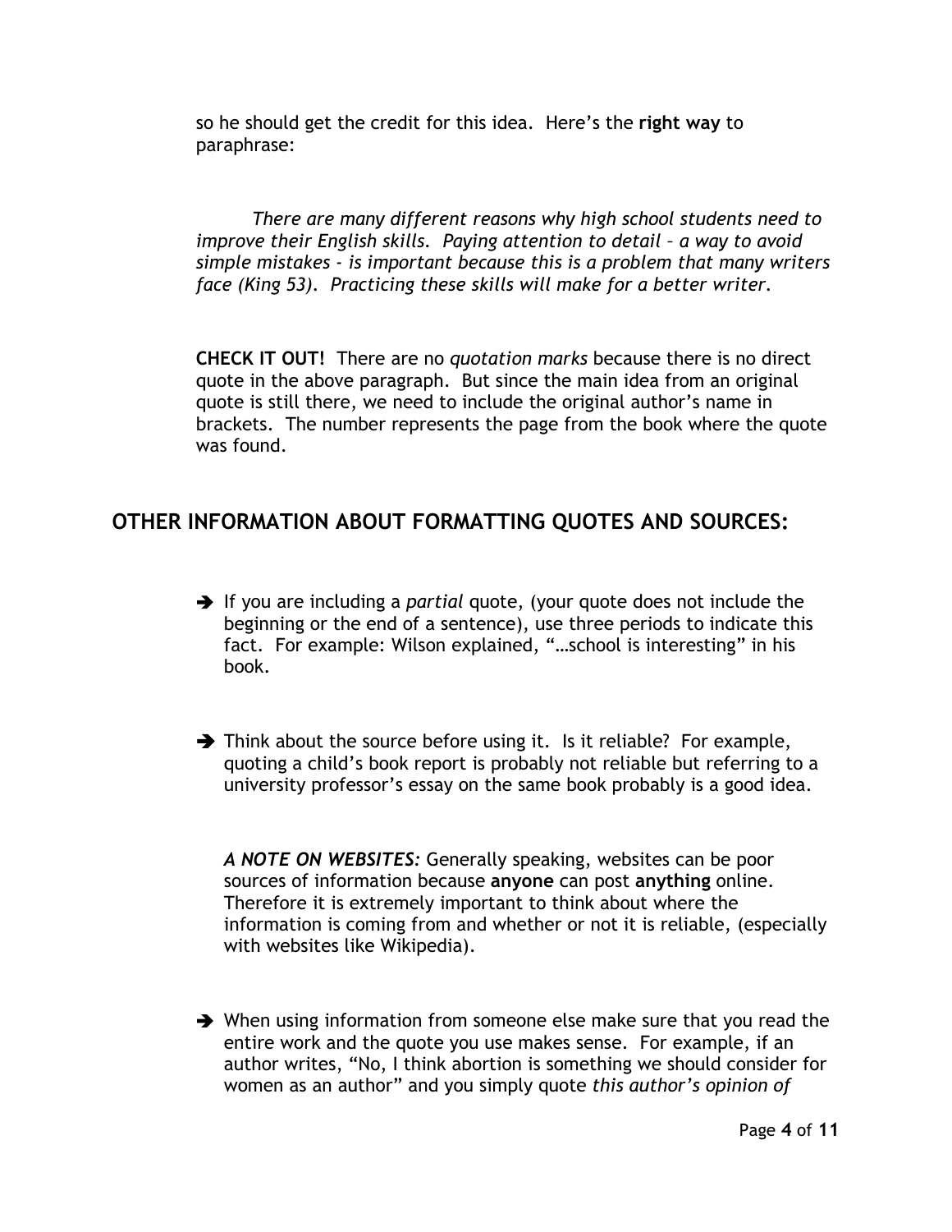so he should get the credit for this idea. Here's the **right way** to paraphrase:

> *There are many different reasons why high school students need to improve their English skills. Paying attention to detail – a way to avoid simple mistakes - is important because this is a problem that many writers face (King 53). Practicing these skills will make for a better writer.*

**CHECK IT OUT!** There are no *quotation marks* because there is no direct quote in the above paragraph. But since the main idea from an original quote is still there, we need to include the original author's name in brackets. The number represents the page from the book where the quote was found.

## OTHER INFORMATION ABOUT FORMATTING QUOTES AND SOURCES:

- ➔ If you are including a *partial* quote, (your quote does not include the beginning or the end of a sentence), use three periods to indicate this fact. For example: Wilson explained, "…school is interesting" in his book.

- ➔ Think about the source before using it. Is it reliable? For example, quoting a child's book report is probably not reliable but referring to a university professor's essay on the same book probably is a good idea.

  ***A NOTE ON WEBSITES:*** Generally speaking, websites can be poor sources of information because **anyone** can post **anything** online. Therefore it is extremely important to think about where the information is coming from and whether or not it is reliable, (especially with websites like Wikipedia).

- ➔ When using information from someone else make sure that you read the entire work and the quote you use makes sense. For example, if an author writes, "No, I think abortion is something we should consider for women as an author" and you simply quote *this author's opinion of*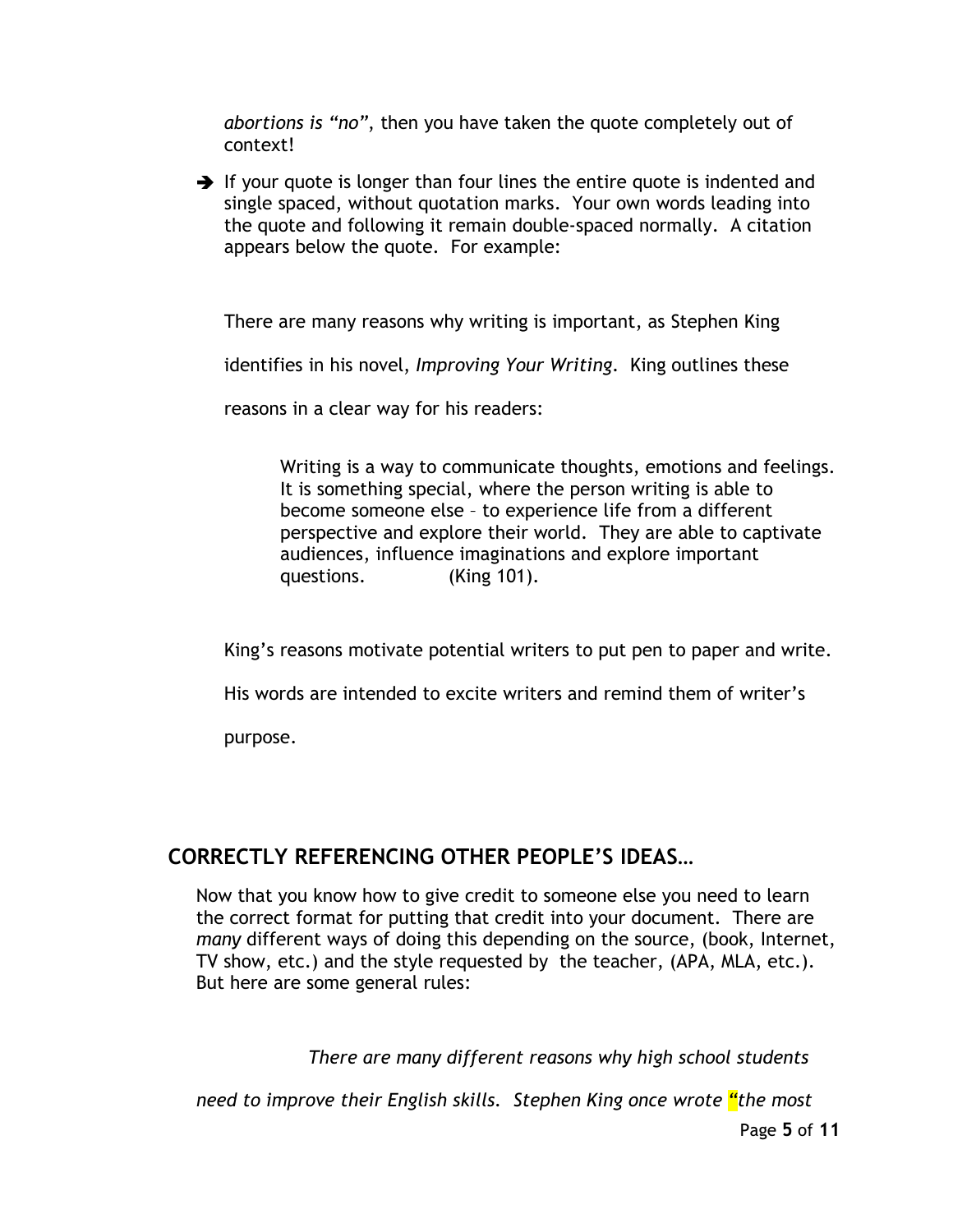*abortions is "no"*, then you have taken the quote completely out of context!

➔ If your quote is longer than four lines the entire quote is indented and single spaced, without quotation marks. Your own words leading into the quote and following it remain double-spaced normally. A citation appears below the quote. For example:

There are many reasons why writing is important, as Stephen King identifies in his novel, *Improving Your Writing*. King outlines these reasons in a clear way for his readers:

> Writing is a way to communicate thoughts, emotions and feelings. It is something special, where the person writing is able to become someone else – to experience life from a different perspective and explore their world. They are able to captivate audiences, influence imaginations and explore important questions. (King 101).

King's reasons motivate potential writers to put pen to paper and write. His words are intended to excite writers and remind them of writer's purpose.

## CORRECTLY REFERENCING OTHER PEOPLE'S IDEAS…

Now that you know how to give credit to someone else you need to learn the correct format for putting that credit into your document. There are *many* different ways of doing this depending on the source, (book, Internet, TV show, etc.) and the style requested by the teacher, (APA, MLA, etc.). But here are some general rules:

*There are many different reasons why high school students need to improve their English skills. Stephen King once wrote* **"***the most*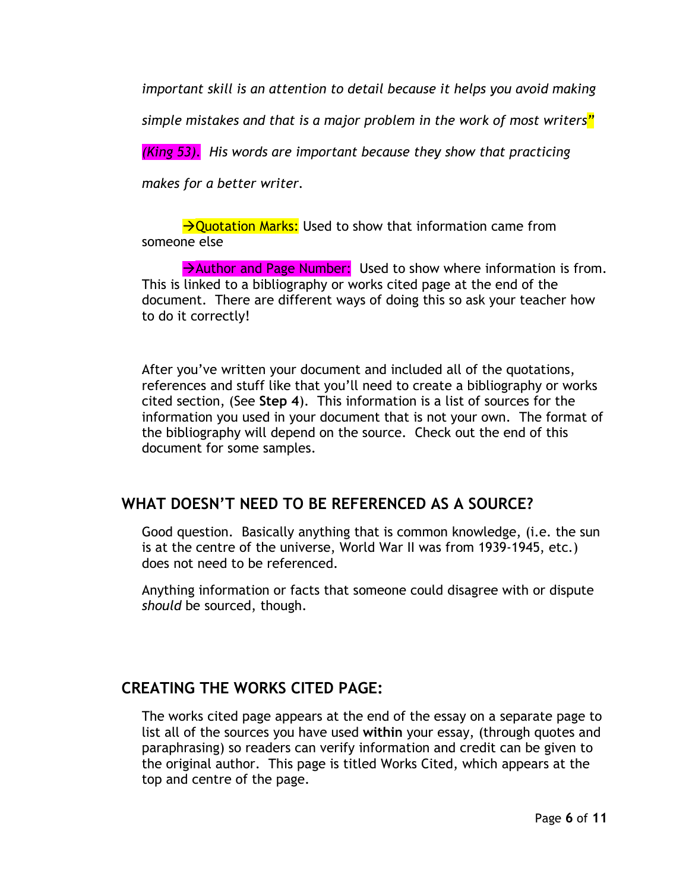*important skill is an attention to detail because it helps you avoid making simple mistakes and that is a major problem in the work of most writers" (King 53). His words are important because they show that practicing makes for a better writer.*

→Quotation Marks: Used to show that information came from someone else

→Author and Page Number: Used to show where information is from. This is linked to a bibliography or works cited page at the end of the document. There are different ways of doing this so ask your teacher how to do it correctly!

After you've written your document and included all of the quotations, references and stuff like that you'll need to create a bibliography or works cited section, (See **Step 4**). This information is a list of sources for the information you used in your document that is not your own. The format of the bibliography will depend on the source. Check out the end of this document for some samples.

## WHAT DOESN'T NEED TO BE REFERENCED AS A SOURCE?

Good question. Basically anything that is common knowledge, (i.e. the sun is at the centre of the universe, World War II was from 1939-1945, etc.) does not need to be referenced.

Anything information or facts that someone could disagree with or dispute *should* be sourced, though.

## CREATING THE WORKS CITED PAGE:

The works cited page appears at the end of the essay on a separate page to list all of the sources you have used **within** your essay, (through quotes and paraphrasing) so readers can verify information and credit can be given to the original author. This page is titled Works Cited, which appears at the top and centre of the page.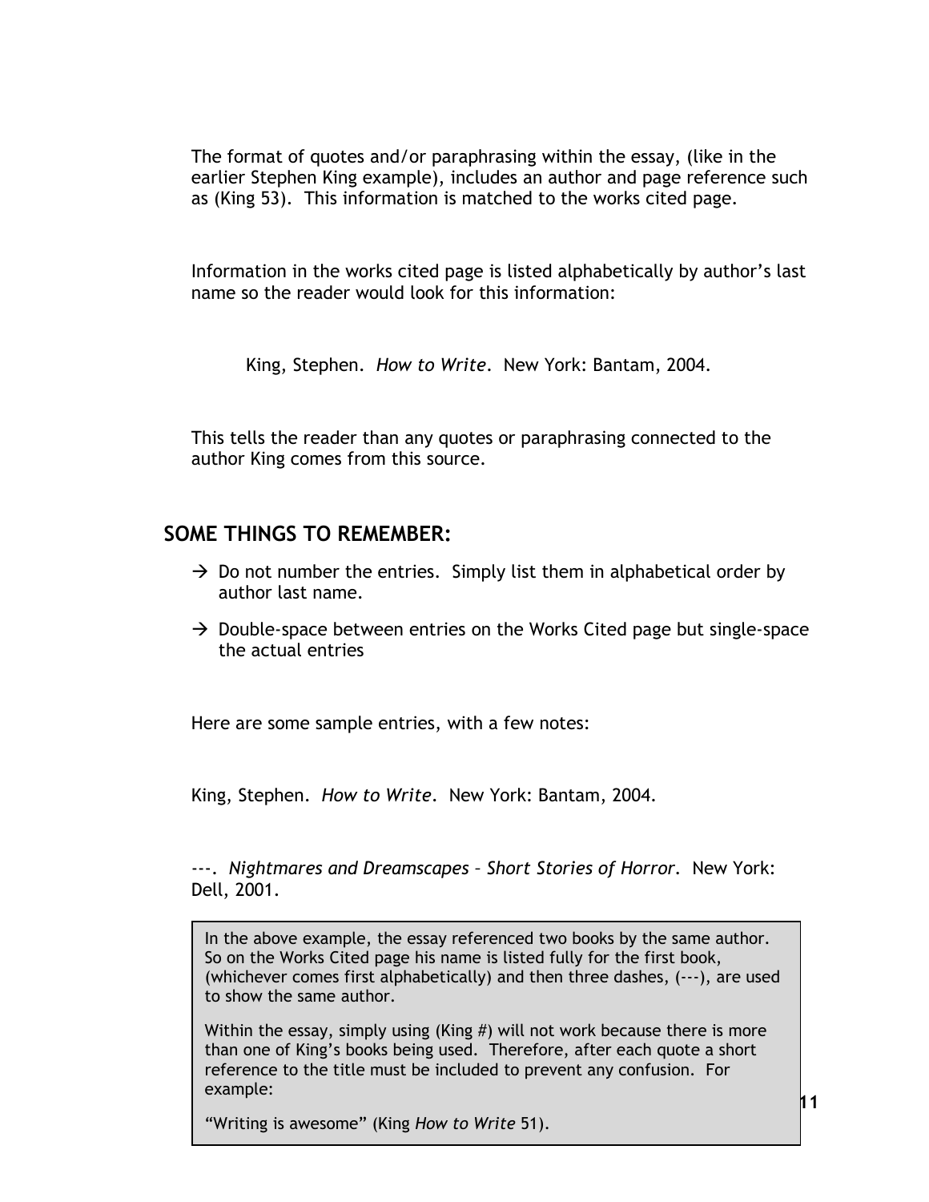The format of quotes and/or paraphrasing within the essay, (like in the earlier Stephen King example), includes an author and page reference such as (King 53). This information is matched to the works cited page.

Information in the works cited page is listed alphabetically by author's last name so the reader would look for this information:

> King, Stephen. *How to Write*. New York: Bantam, 2004.

This tells the reader than any quotes or paraphrasing connected to the author King comes from this source.

## SOME THINGS TO REMEMBER:

- → Do not number the entries. Simply list them in alphabetical order by author last name.
- → Double-space between entries on the Works Cited page but single-space the actual entries

Here are some sample entries, with a few notes:

King, Stephen. *How to Write*. New York: Bantam, 2004.

---. *Nightmares and Dreamscapes – Short Stories of Horror*. New York: Dell, 2001.

> In the above example, the essay referenced two books by the same author. So on the Works Cited page his name is listed fully for the first book, (whichever comes first alphabetically) and then three dashes, (---), are used to show the same author.
>
> Within the essay, simply using (King #) will not work because there is more than one of King's books being used. Therefore, after each quote a short reference to the title must be included to prevent any confusion. For example:
>
> "Writing is awesome" (King *How to Write* 51).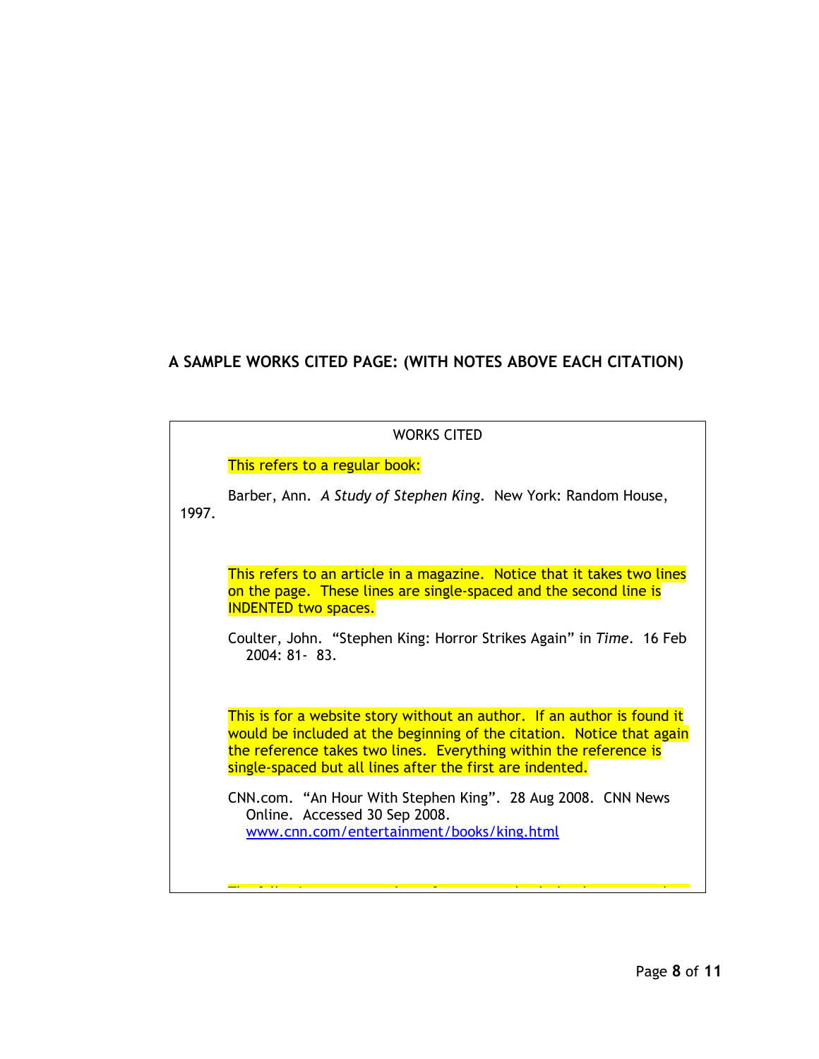**A SAMPLE WORKS CITED PAGE: (WITH NOTES ABOVE EACH CITATION)**

WORKS CITED

This refers to a regular book:

Barber, Ann. *A Study of Stephen King*. New York: Random House, 1997.

This refers to an article in a magazine. Notice that it takes two lines on the page. These lines are single-spaced and the second line is INDENTED two spaces.

Coulter, John. "Stephen King: Horror Strikes Again" in *Time*. 16 Feb 2004: 81- 83.

This is for a website story without an author. If an author is found it would be included at the beginning of the citation. Notice that again the reference takes two lines. Everything within the reference is single-spaced but all lines after the first are indented.

CNN.com. "An Hour With Stephen King". 28 Aug 2008. CNN News Online. Accessed 30 Sep 2008. www.cnn.com/entertainment/books/king.html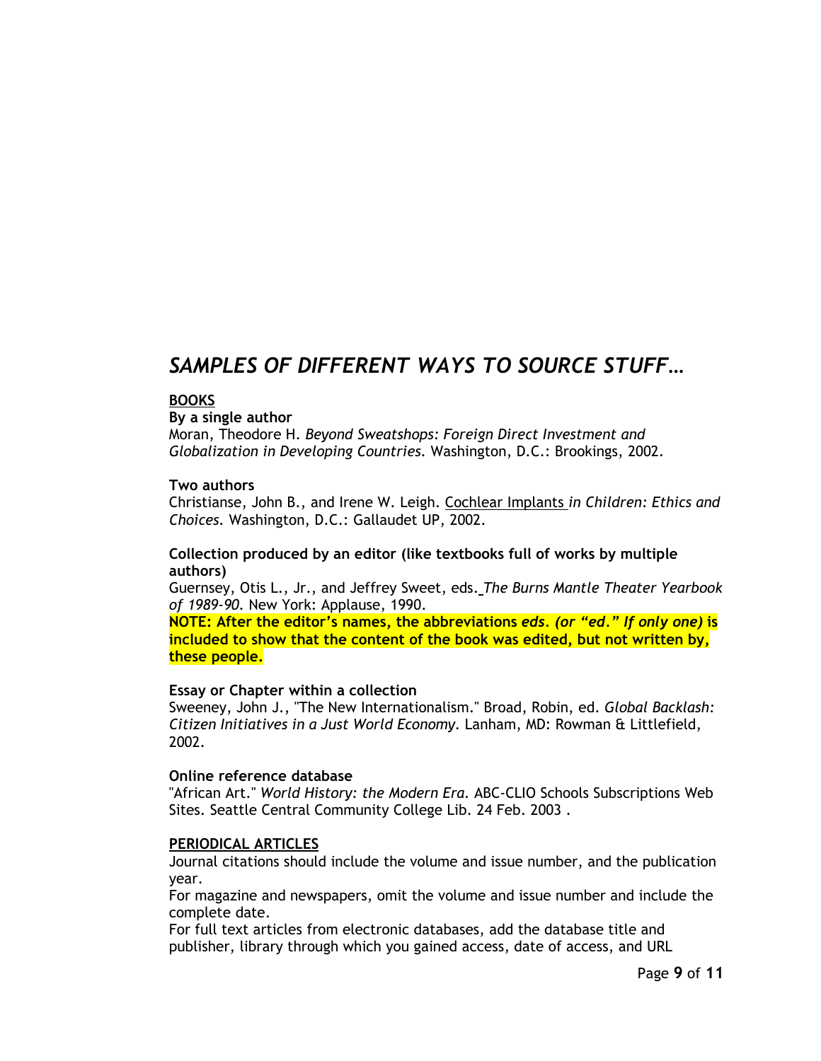# *SAMPLES OF DIFFERENT WAYS TO SOURCE STUFF…*

**BOOKS**

**By a single author**

Moran, Theodore H. *Beyond Sweatshops: Foreign Direct Investment and Globalization in Developing Countries.* Washington, D.C.: Brookings, 2002.

**Two authors**

Christianse, John B., and Irene W. Leigh. Cochlear Implants *in Children: Ethics and Choices.* Washington, D.C.: Gallaudet UP, 2002.

**Collection produced by an editor (like textbooks full of works by multiple authors)**

Guernsey, Otis L., Jr., and Jeffrey Sweet, eds. *The Burns Mantle Theater Yearbook of 1989-90.* New York: Applause, 1990.

**NOTE: After the editor's names, the abbreviations *eds. (or "ed." If only one)* is included to show that the content of the book was edited, but not written by, these people.**

**Essay or Chapter within a collection**

Sweeney, John J., "The New Internationalism." Broad, Robin, ed. *Global Backlash: Citizen Initiatives in a Just World Economy.* Lanham, MD: Rowman & Littlefield, 2002.

**Online reference database**

"African Art." *World History: the Modern Era.* ABC-CLIO Schools Subscriptions Web Sites. Seattle Central Community College Lib. 24 Feb. 2003 .

**PERIODICAL ARTICLES**

Journal citations should include the volume and issue number, and the publication year.

For magazine and newspapers, omit the volume and issue number and include the complete date.

For full text articles from electronic databases, add the database title and publisher, library through which you gained access, date of access, and URL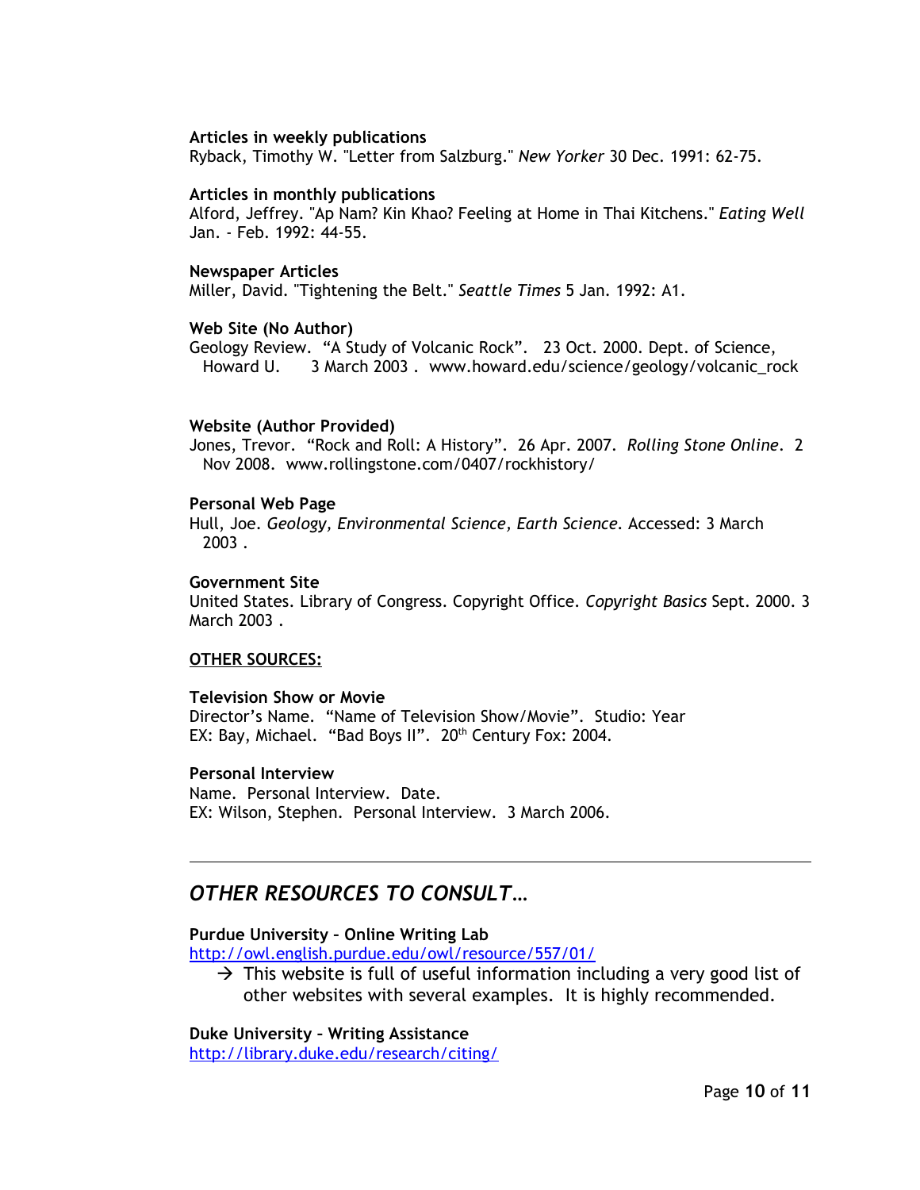**Articles in weekly publications**
Ryback, Timothy W. "Letter from Salzburg." *New Yorker* 30 Dec. 1991: 62-75.

**Articles in monthly publications**
Alford, Jeffrey. "Ap Nam? Kin Khao? Feeling at Home in Thai Kitchens." *Eating Well* Jan. - Feb. 1992: 44-55.

**Newspaper Articles**
Miller, David. "Tightening the Belt." *Seattle Times* 5 Jan. 1992: A1.

**Web Site (No Author)**
Geology Review. "A Study of Volcanic Rock". 23 Oct. 2000. Dept. of Science, Howard U. 3 March 2003 . www.howard.edu/science/geology/volcanic_rock

**Website (Author Provided)**
Jones, Trevor. "Rock and Roll: A History". 26 Apr. 2007. *Rolling Stone Online*. 2 Nov 2008. www.rollingstone.com/0407/rockhistory/

**Personal Web Page**
Hull, Joe. *Geology, Environmental Science, Earth Science*. Accessed: 3 March 2003 .

**Government Site**
United States. Library of Congress. Copyright Office. *Copyright Basics* Sept. 2000. 3 March 2003 .

**OTHER SOURCES:**

**Television Show or Movie**
Director's Name. "Name of Television Show/Movie". Studio: Year
EX: Bay, Michael. "Bad Boys II". 20th Century Fox: 2004.

**Personal Interview**
Name. Personal Interview. Date.
EX: Wilson, Stephen. Personal Interview. 3 March 2006.

---

## *OTHER RESOURCES TO CONSULT…*

**Purdue University – Online Writing Lab**
http://owl.english.purdue.edu/owl/resource/557/01/

- → This website is full of useful information including a very good list of other websites with several examples. It is highly recommended.

**Duke University – Writing Assistance**
http://library.duke.edu/research/citing/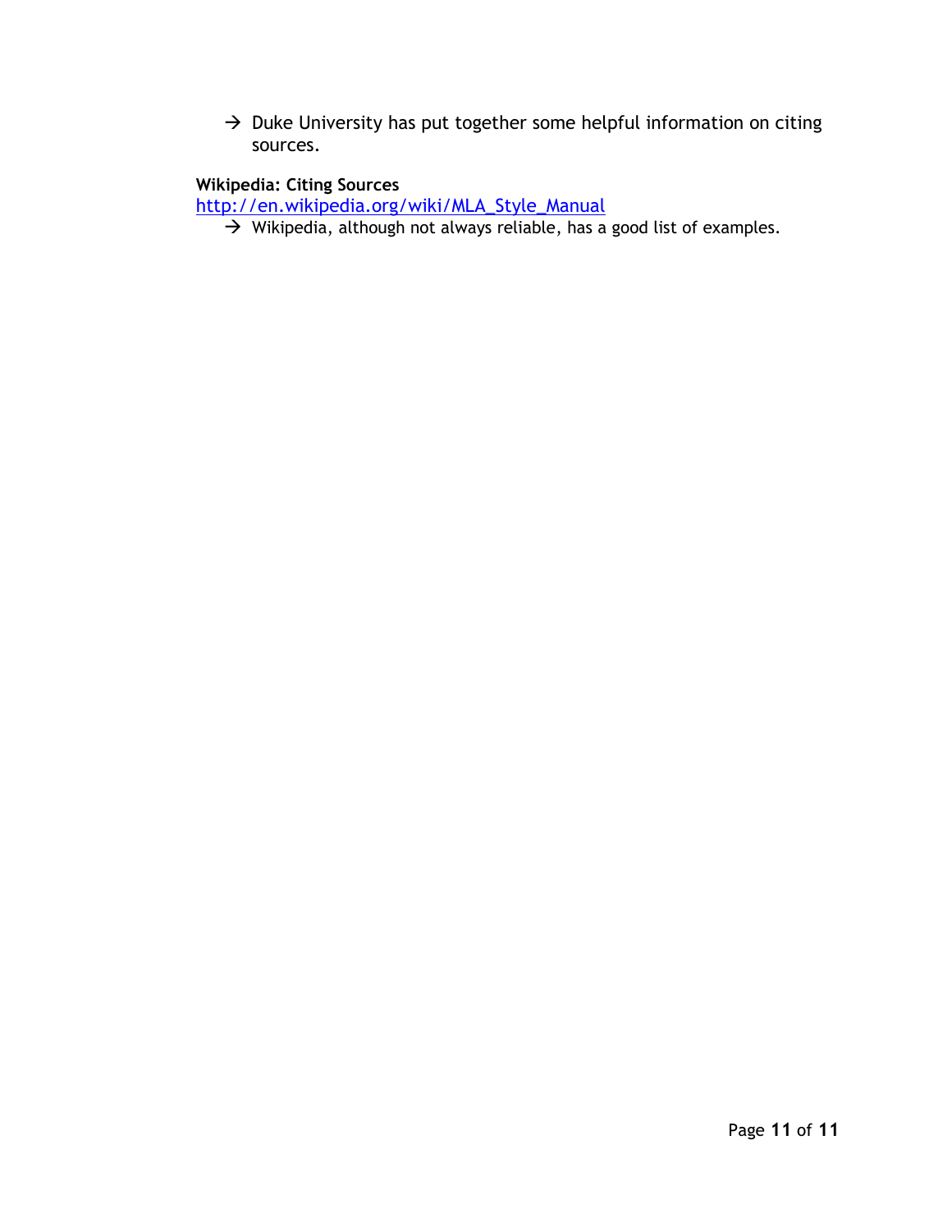→ Duke University has put together some helpful information on citing sources.

**Wikipedia: Citing Sources**
http://en.wikipedia.org/wiki/MLA_Style_Manual

→ Wikipedia, although not always reliable, has a good list of examples.